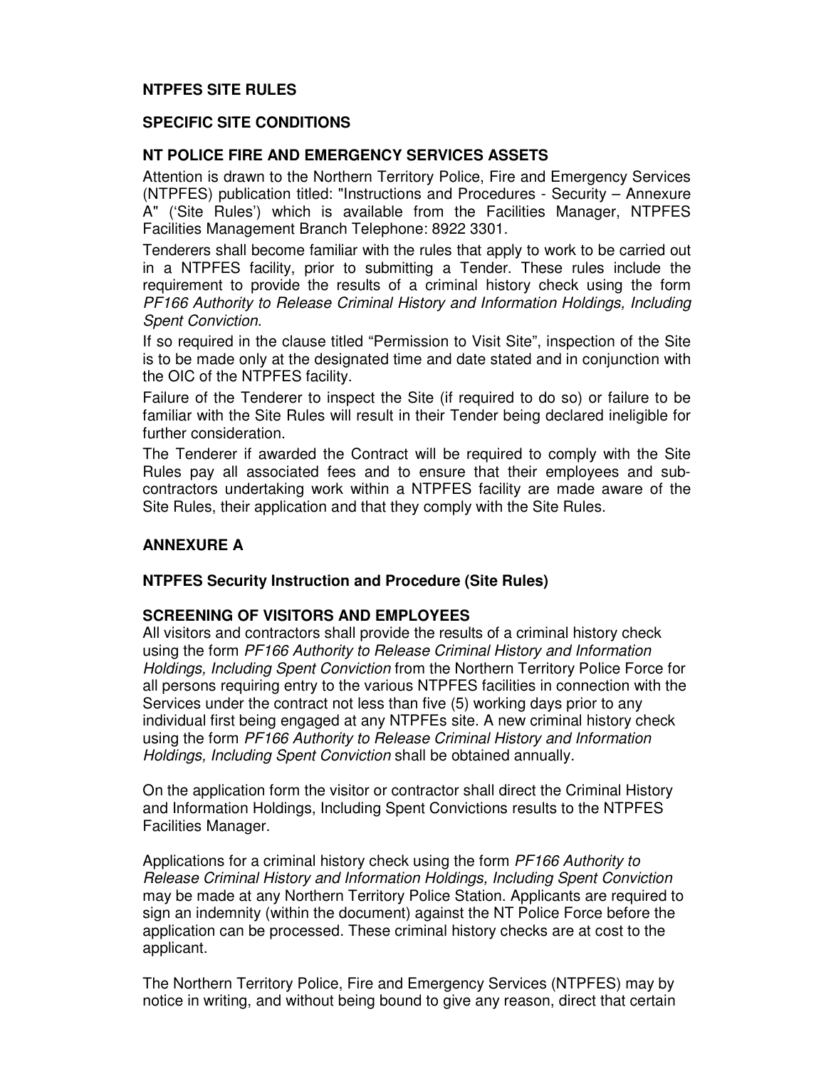## NTPFES SITE RULES

### SPECIFIC SITE CONDITIONS

### NT POLICE FIRE AND EMERGENCY SERVICES ASSETS

Attention is drawn to the Northern Territory Police, Fire and Emergency Services (NTPFES) publication titled: "Instructions and Procedures - Security – Annexure A" ('Site Rules') which is available from the Facilities Manager, NTPFES Facilities Management Branch Telephone: 8922 3301.

Tenderers shall become familiar with the rules that apply to work to be carried out in a NTPFES facility, prior to submitting a Tender. These rules include the requirement to provide the results of a criminal history check using the form *PF166 Authority to Release Criminal History and Information Holdings, Including Spent Conviction*.

If so required in the clause titled "Permission to Visit Site", inspection of the Site is to be made only at the designated time and date stated and in conjunction with the OIC of the NTPFES facility.

Failure of the Tenderer to inspect the Site (if required to do so) or failure to be familiar with the Site Rules will result in their Tender being declared ineligible for further consideration.

The Tenderer if awarded the Contract will be required to comply with the Site Rules pay all associated fees and to ensure that their employees and sub-contractors undertaking work within a NTPFES facility are made aware of the Site Rules, their application and that they comply with the Site Rules.

## ANNEXURE A

### NTPFES Security Instruction and Procedure (Site Rules)

### SCREENING OF VISITORS AND EMPLOYEES

All visitors and contractors shall provide the results of a criminal history check using the form *PF166 Authority to Release Criminal History and Information Holdings, Including Spent Conviction* from the Northern Territory Police Force for all persons requiring entry to the various NTPFES facilities in connection with the Services under the contract not less than five (5) working days prior to any individual first being engaged at any NTPFEs site. A new criminal history check using the form *PF166 Authority to Release Criminal History and Information Holdings, Including Spent Conviction* shall be obtained annually.

On the application form the visitor or contractor shall direct the Criminal History and Information Holdings, Including Spent Convictions results to the NTPFES Facilities Manager.

Applications for a criminal history check using the form *PF166 Authority to Release Criminal History and Information Holdings, Including Spent Conviction* may be made at any Northern Territory Police Station. Applicants are required to sign an indemnity (within the document) against the NT Police Force before the application can be processed. These criminal history checks are at cost to the applicant.

The Northern Territory Police, Fire and Emergency Services (NTPFES) may by notice in writing, and without being bound to give any reason, direct that certain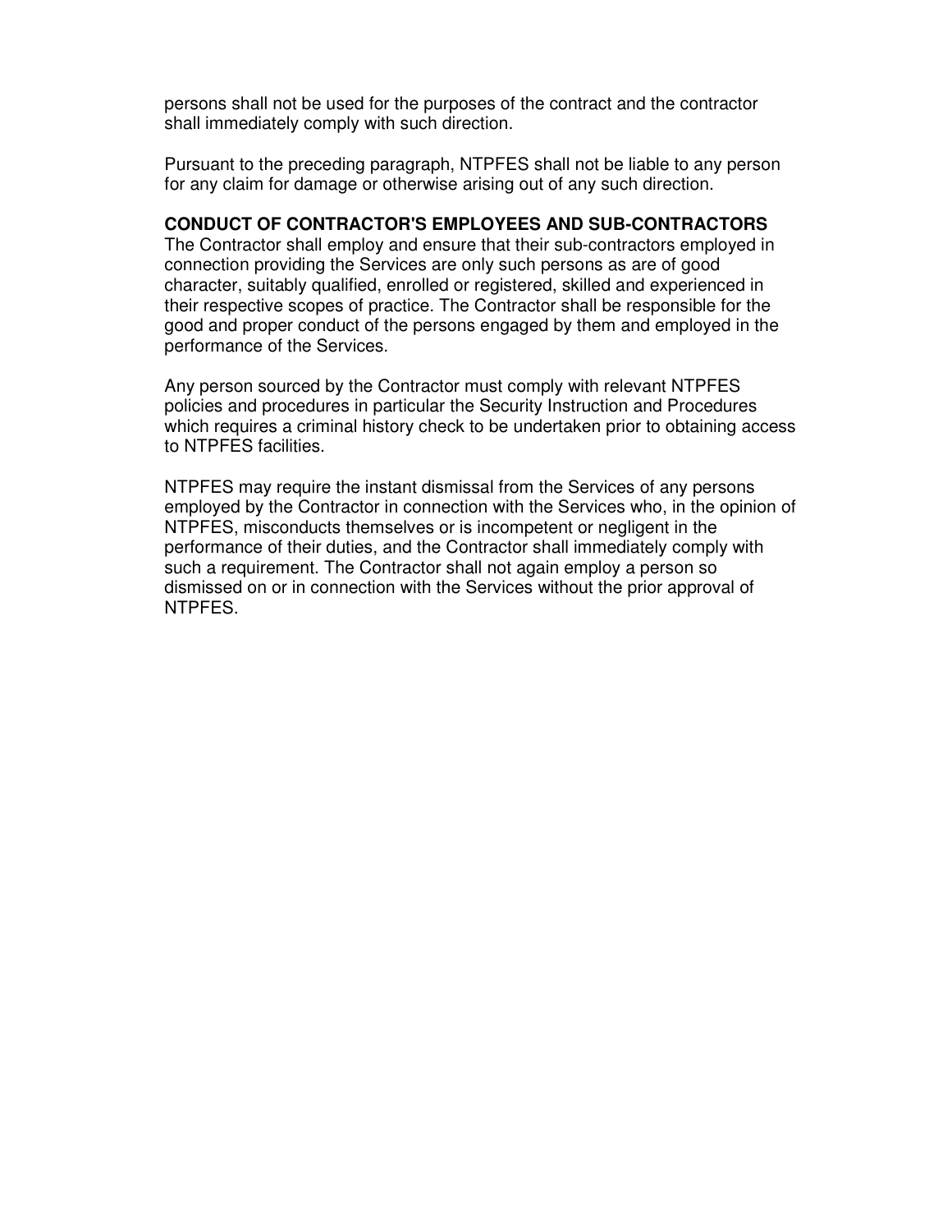persons shall not be used for the purposes of the contract and the contractor shall immediately comply with such direction.

Pursuant to the preceding paragraph, NTPFES shall not be liable to any person for any claim for damage or otherwise arising out of any such direction.

**CONDUCT OF CONTRACTOR'S EMPLOYEES AND SUB-CONTRACTORS**

The Contractor shall employ and ensure that their sub-contractors employed in connection providing the Services are only such persons as are of good character, suitably qualified, enrolled or registered, skilled and experienced in their respective scopes of practice. The Contractor shall be responsible for the good and proper conduct of the persons engaged by them and employed in the performance of the Services.

Any person sourced by the Contractor must comply with relevant NTPFES policies and procedures in particular the Security Instruction and Procedures which requires a criminal history check to be undertaken prior to obtaining access to NTPFES facilities.

NTPFES may require the instant dismissal from the Services of any persons employed by the Contractor in connection with the Services who, in the opinion of NTPFES, misconducts themselves or is incompetent or negligent in the performance of their duties, and the Contractor shall immediately comply with such a requirement. The Contractor shall not again employ a person so dismissed on or in connection with the Services without the prior approval of NTPFES.